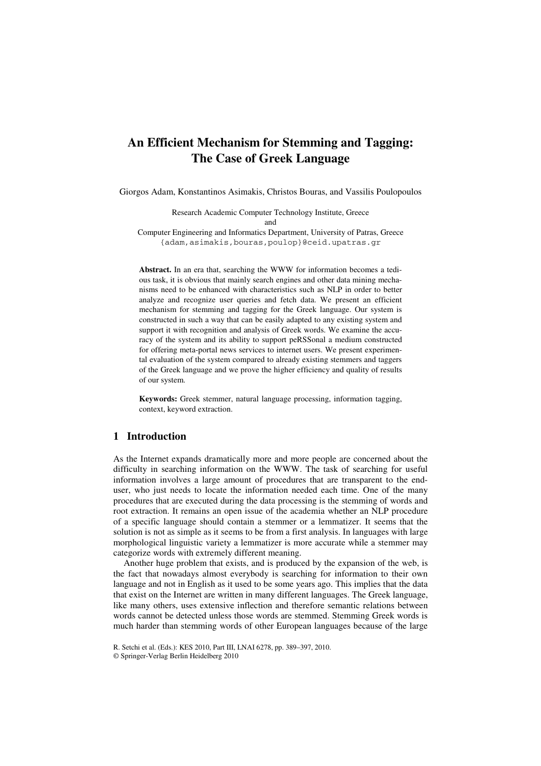# An Efficient Mechanism for Stemming and Tagging: The Case of Greek Language

Giorgos Adam, Konstantinos Asimakis, Christos Bouras, and Vassilis Poulopoulos

Research Academic Computer Technology Institute, Greece
and
Computer Engineering and Informatics Department, University of Patras, Greece
{adam,asimakis,bouras,poulop}@ceid.upatras.gr

**Abstract.** In an era that, searching the WWW for information becomes a tedious task, it is obvious that mainly search engines and other data mining mechanisms need to be enhanced with characteristics such as NLP in order to better analyze and recognize user queries and fetch data. We present an efficient mechanism for stemming and tagging for the Greek language. Our system is constructed in such a way that can be easily adapted to any existing system and support it with recognition and analysis of Greek words. We examine the accuracy of the system and its ability to support peRSSonal a medium constructed for offering meta-portal news services to internet users. We present experimental evaluation of the system compared to already existing stemmers and taggers of the Greek language and we prove the higher efficiency and quality of results of our system.

**Keywords:** Greek stemmer, natural language processing, information tagging, context, keyword extraction.

## 1 Introduction

As the Internet expands dramatically more and more people are concerned about the difficulty in searching information on the WWW. The task of searching for useful information involves a large amount of procedures that are transparent to the end-user, who just needs to locate the information needed each time. One of the many procedures that are executed during the data processing is the stemming of words and root extraction. It remains an open issue of the academia whether an NLP procedure of a specific language should contain a stemmer or a lemmatizer. It seems that the solution is not as simple as it seems to be from a first analysis. In languages with large morphological linguistic variety a lemmatizer is more accurate while a stemmer may categorize words with extremely different meaning.

Another huge problem that exists, and is produced by the expansion of the web, is the fact that nowadays almost everybody is searching for information to their own language and not in English as it used to be some years ago. This implies that the data that exist on the Internet are written in many different languages. The Greek language, like many others, uses extensive inflection and therefore semantic relations between words cannot be detected unless those words are stemmed. Stemming Greek words is much harder than stemming words of other European languages because of the large

R. Setchi et al. (Eds.): KES 2010, Part III, LNAI 6278, pp. 389–397, 2010.
© Springer-Verlag Berlin Heidelberg 2010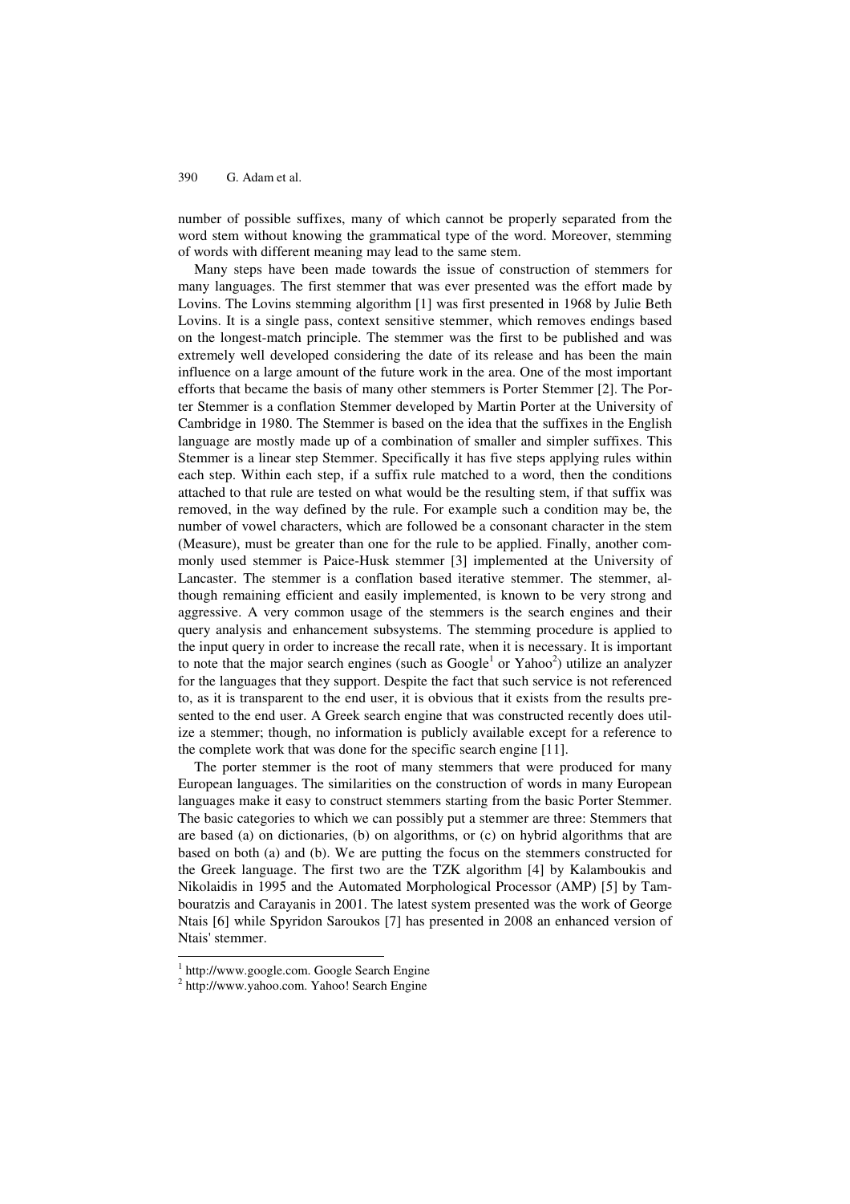number of possible suffixes, many of which cannot be properly separated from the word stem without knowing the grammatical type of the word. Moreover, stemming of words with different meaning may lead to the same stem.

Many steps have been made towards the issue of construction of stemmers for many languages. The first stemmer that was ever presented was the effort made by Lovins. The Lovins stemming algorithm [1] was first presented in 1968 by Julie Beth Lovins. It is a single pass, context sensitive stemmer, which removes endings based on the longest-match principle. The stemmer was the first to be published and was extremely well developed considering the date of its release and has been the main influence on a large amount of the future work in the area. One of the most important efforts that became the basis of many other stemmers is Porter Stemmer [2]. The Porter Stemmer is a conflation Stemmer developed by Martin Porter at the University of Cambridge in 1980. The Stemmer is based on the idea that the suffixes in the English language are mostly made up of a combination of smaller and simpler suffixes. This Stemmer is a linear step Stemmer. Specifically it has five steps applying rules within each step. Within each step, if a suffix rule matched to a word, then the conditions attached to that rule are tested on what would be the resulting stem, if that suffix was removed, in the way defined by the rule. For example such a condition may be, the number of vowel characters, which are followed be a consonant character in the stem (Measure), must be greater than one for the rule to be applied. Finally, another commonly used stemmer is Paice-Husk stemmer [3] implemented at the University of Lancaster. The stemmer is a conflation based iterative stemmer. The stemmer, although remaining efficient and easily implemented, is known to be very strong and aggressive. A very common usage of the stemmers is the search engines and their query analysis and enhancement subsystems. The stemming procedure is applied to the input query in order to increase the recall rate, when it is necessary. It is important to note that the major search engines (such as Google[1] or Yahoo[2]) utilize an analyzer for the languages that they support. Despite the fact that such service is not referenced to, as it is transparent to the end user, it is obvious that it exists from the results presented to the end user. A Greek search engine that was constructed recently does utilize a stemmer; though, no information is publicly available except for a reference to the complete work that was done for the specific search engine [11].

The porter stemmer is the root of many stemmers that were produced for many European languages. The similarities on the construction of words in many European languages make it easy to construct stemmers starting from the basic Porter Stemmer. The basic categories to which we can possibly put a stemmer are three: Stemmers that are based (a) on dictionaries, (b) on algorithms, or (c) on hybrid algorithms that are based on both (a) and (b). We are putting the focus on the stemmers constructed for the Greek language. The first two are the TZK algorithm [4] by Kalamboukis and Nikolaidis in 1995 and the Automated Morphological Processor (AMP) [5] by Tambouratzis and Carayanis in 2001. The latest system presented was the work of George Ntais [6] while Spyridon Saroukos [7] has presented in 2008 an enhanced version of Ntais' stemmer.

[1] http://www.google.com. Google Search Engine
[2] http://www.yahoo.com. Yahoo! Search Engine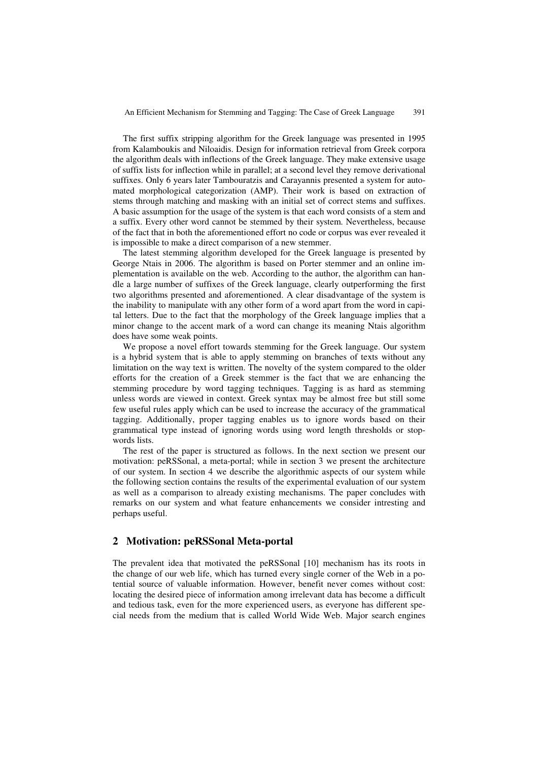The first suffix stripping algorithm for the Greek language was presented in 1995 from Kalamboukis and Niloaidis. Design for information retrieval from Greek corpora the algorithm deals with inflections of the Greek language. They make extensive usage of suffix lists for inflection while in parallel; at a second level they remove derivational suffixes. Only 6 years later Tambouratzis and Carayannis presented a system for automated morphological categorization (AMP). Their work is based on extraction of stems through matching and masking with an initial set of correct stems and suffixes. A basic assumption for the usage of the system is that each word consists of a stem and a suffix. Every other word cannot be stemmed by their system. Nevertheless, because of the fact that in both the aforementioned effort no code or corpus was ever revealed it is impossible to make a direct comparison of a new stemmer.

The latest stemming algorithm developed for the Greek language is presented by George Ntais in 2006. The algorithm is based on Porter stemmer and an online implementation is available on the web. According to the author, the algorithm can handle a large number of suffixes of the Greek language, clearly outperforming the first two algorithms presented and aforementioned. A clear disadvantage of the system is the inability to manipulate with any other form of a word apart from the word in capital letters. Due to the fact that the morphology of the Greek language implies that a minor change to the accent mark of a word can change its meaning Ntais algorithm does have some weak points.

We propose a novel effort towards stemming for the Greek language. Our system is a hybrid system that is able to apply stemming on branches of texts without any limitation on the way text is written. The novelty of the system compared to the older efforts for the creation of a Greek stemmer is the fact that we are enhancing the stemming procedure by word tagging techniques. Tagging is as hard as stemming unless words are viewed in context. Greek syntax may be almost free but still some few useful rules apply which can be used to increase the accuracy of the grammatical tagging. Additionally, proper tagging enables us to ignore words based on their grammatical type instead of ignoring words using word length thresholds or stopwords lists.

The rest of the paper is structured as follows. In the next section we present our motivation: peRSSonal, a meta-portal; while in section 3 we present the architecture of our system. In section 4 we describe the algorithmic aspects of our system while the following section contains the results of the experimental evaluation of our system as well as a comparison to already existing mechanisms. The paper concludes with remarks on our system and what feature enhancements we consider intresting and perhaps useful.

## 2 Motivation: peRSSonal Meta-portal

The prevalent idea that motivated the peRSSonal [10] mechanism has its roots in the change of our web life, which has turned every single corner of the Web in a potential source of valuable information. However, benefit never comes without cost: locating the desired piece of information among irrelevant data has become a difficult and tedious task, even for the more experienced users, as everyone has different special needs from the medium that is called World Wide Web. Major search engines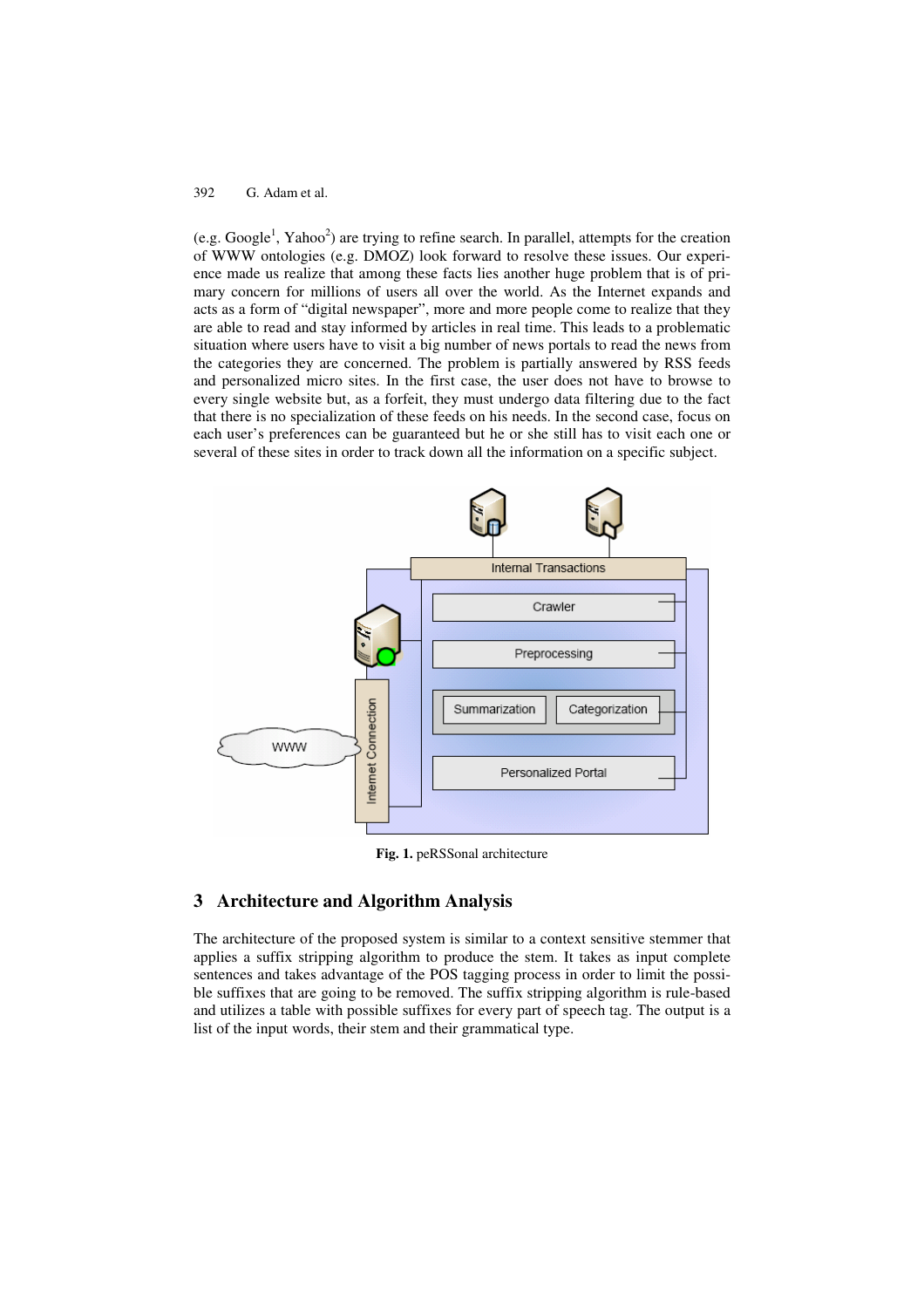(e.g. Google[1], Yahoo[2]) are trying to refine search. In parallel, attempts for the creation of WWW ontologies (e.g. DMOZ) look forward to resolve these issues. Our experience made us realize that among these facts lies another huge problem that is of primary concern for millions of users all over the world. As the Internet expands and acts as a form of "digital newspaper", more and more people come to realize that they are able to read and stay informed by articles in real time. This leads to a problematic situation where users have to visit a big number of news portals to read the news from the categories they are concerned. The problem is partially answered by RSS feeds and personalized micro sites. In the first case, the user does not have to browse to every single website but, as a forfeit, they must undergo data filtering due to the fact that there is no specialization of these feeds on his needs. In the second case, focus on each user's preferences can be guaranteed but he or she still has to visit each one or several of these sites in order to track down all the information on a specific subject.

**Fig. 1.** peRSSonal architecture

## 3 Architecture and Algorithm Analysis

The architecture of the proposed system is similar to a context sensitive stemmer that applies a suffix stripping algorithm to produce the stem. It takes as input complete sentences and takes advantage of the POS tagging process in order to limit the possible suffixes that are going to be removed. The suffix stripping algorithm is rule-based and utilizes a table with possible suffixes for every part of speech tag. The output is a list of the input words, their stem and their grammatical type.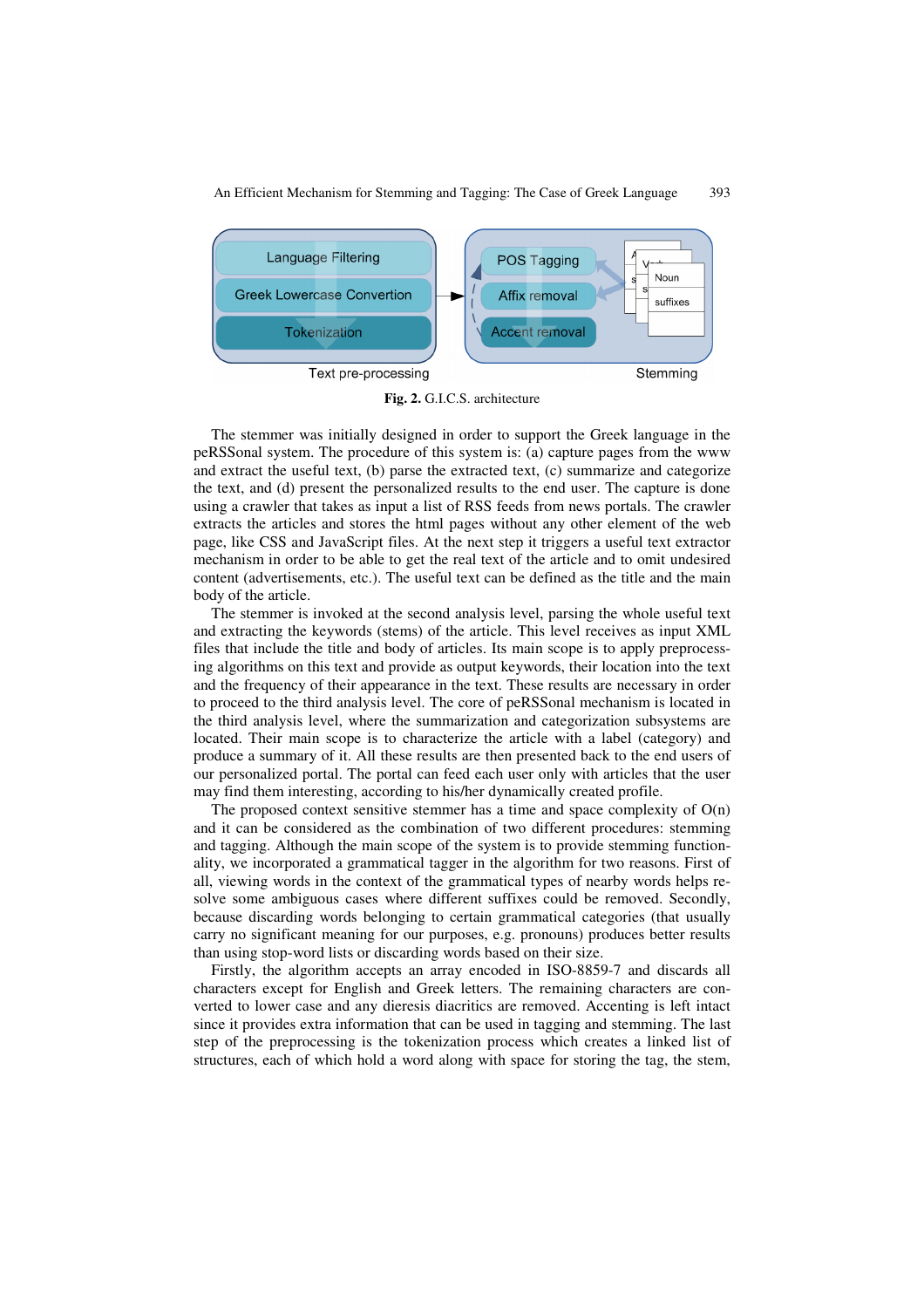**Fig. 2.** G.I.C.S. architecture

The stemmer was initially designed in order to support the Greek language in the peRSSonal system. The procedure of this system is: (a) capture pages from the www and extract the useful text, (b) parse the extracted text, (c) summarize and categorize the text, and (d) present the personalized results to the end user. The capture is done using a crawler that takes as input a list of RSS feeds from news portals. The crawler extracts the articles and stores the html pages without any other element of the web page, like CSS and JavaScript files. At the next step it triggers a useful text extractor mechanism in order to be able to get the real text of the article and to omit undesired content (advertisements, etc.). The useful text can be defined as the title and the main body of the article.

The stemmer is invoked at the second analysis level, parsing the whole useful text and extracting the keywords (stems) of the article. This level receives as input XML files that include the title and body of articles. Its main scope is to apply preprocessing algorithms on this text and provide as output keywords, their location into the text and the frequency of their appearance in the text. These results are necessary in order to proceed to the third analysis level. The core of peRSSonal mechanism is located in the third analysis level, where the summarization and categorization subsystems are located. Their main scope is to characterize the article with a label (category) and produce a summary of it. All these results are then presented back to the end users of our personalized portal. The portal can feed each user only with articles that the user may find them interesting, according to his/her dynamically created profile.

The proposed context sensitive stemmer has a time and space complexity of O(n) and it can be considered as the combination of two different procedures: stemming and tagging. Although the main scope of the system is to provide stemming functionality, we incorporated a grammatical tagger in the algorithm for two reasons. First of all, viewing words in the context of the grammatical types of nearby words helps resolve some ambiguous cases where different suffixes could be removed. Secondly, because discarding words belonging to certain grammatical categories (that usually carry no significant meaning for our purposes, e.g. pronouns) produces better results than using stop-word lists or discarding words based on their size.

Firstly, the algorithm accepts an array encoded in ISO-8859-7 and discards all characters except for English and Greek letters. The remaining characters are converted to lower case and any dieresis diacritics are removed. Accenting is left intact since it provides extra information that can be used in tagging and stemming. The last step of the preprocessing is the tokenization process which creates a linked list of structures, each of which hold a word along with space for storing the tag, the stem,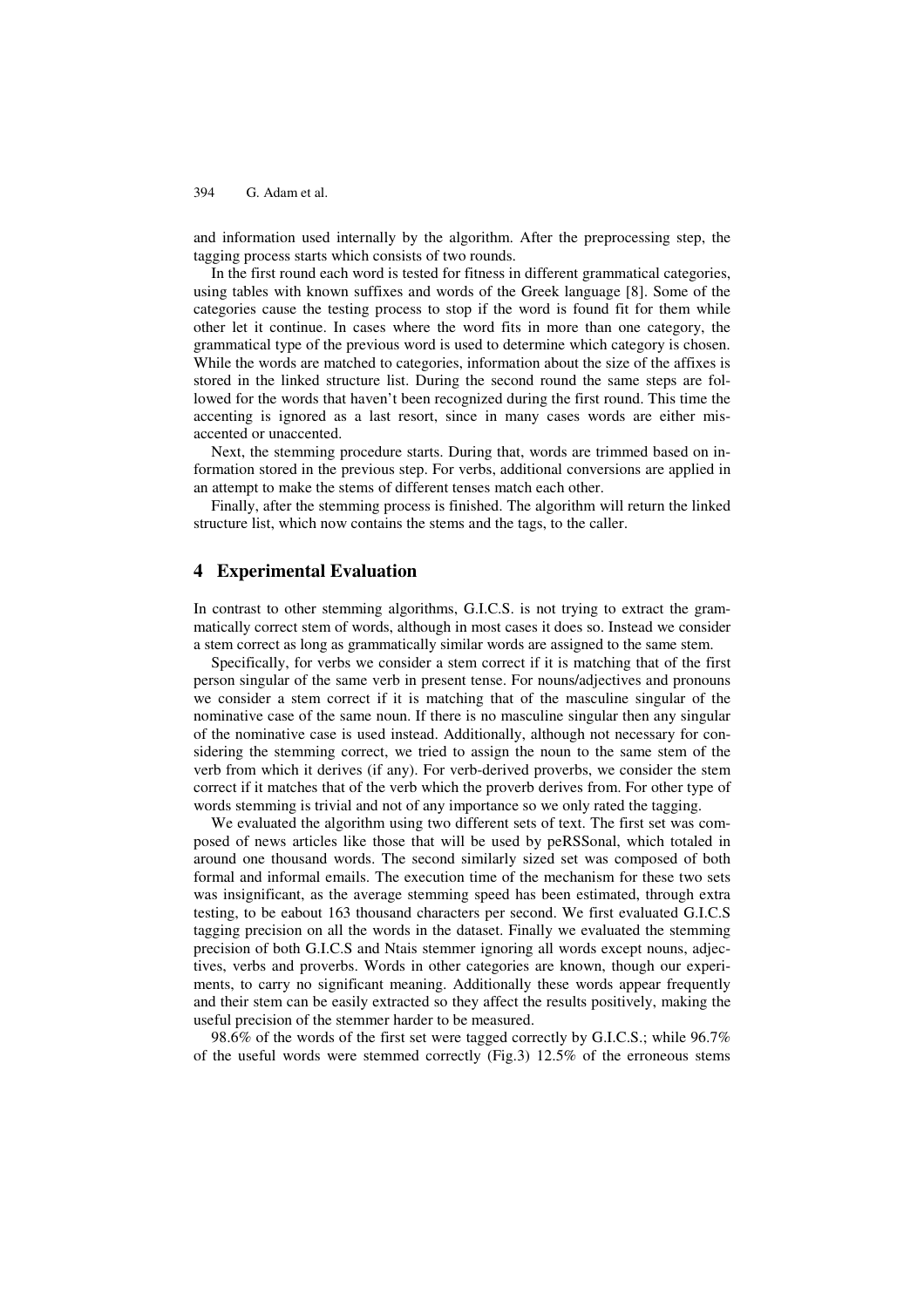and information used internally by the algorithm. After the preprocessing step, the tagging process starts which consists of two rounds.

In the first round each word is tested for fitness in different grammatical categories, using tables with known suffixes and words of the Greek language [8]. Some of the categories cause the testing process to stop if the word is found fit for them while other let it continue. In cases where the word fits in more than one category, the grammatical type of the previous word is used to determine which category is chosen. While the words are matched to categories, information about the size of the affixes is stored in the linked structure list. During the second round the same steps are followed for the words that haven't been recognized during the first round. This time the accenting is ignored as a last resort, since in many cases words are either misaccented or unaccented.

Next, the stemming procedure starts. During that, words are trimmed based on information stored in the previous step. For verbs, additional conversions are applied in an attempt to make the stems of different tenses match each other.

Finally, after the stemming process is finished. The algorithm will return the linked structure list, which now contains the stems and the tags, to the caller.

## 4 Experimental Evaluation

In contrast to other stemming algorithms, G.I.C.S. is not trying to extract the grammatically correct stem of words, although in most cases it does so. Instead we consider a stem correct as long as grammatically similar words are assigned to the same stem.

Specifically, for verbs we consider a stem correct if it is matching that of the first person singular of the same verb in present tense. For nouns/adjectives and pronouns we consider a stem correct if it is matching that of the masculine singular of the nominative case of the same noun. If there is no masculine singular then any singular of the nominative case is used instead. Additionally, although not necessary for considering the stemming correct, we tried to assign the noun to the same stem of the verb from which it derives (if any). For verb-derived proverbs, we consider the stem correct if it matches that of the verb which the proverb derives from. For other type of words stemming is trivial and not of any importance so we only rated the tagging.

We evaluated the algorithm using two different sets of text. The first set was composed of news articles like those that will be used by peRSSonal, which totaled in around one thousand words. The second similarly sized set was composed of both formal and informal emails. The execution time of the mechanism for these two sets was insignificant, as the average stemming speed has been estimated, through extra testing, to be eabout 163 thousand characters per second. We first evaluated G.I.C.S tagging precision on all the words in the dataset. Finally we evaluated the stemming precision of both G.I.C.S and Ntais stemmer ignoring all words except nouns, adjectives, verbs and proverbs. Words in other categories are known, though our experiments, to carry no significant meaning. Additionally these words appear frequently and their stem can be easily extracted so they affect the results positively, making the useful precision of the stemmer harder to be measured.

98.6% of the words of the first set were tagged correctly by G.I.C.S.; while 96.7% of the useful words were stemmed correctly (Fig.3) 12.5% of the erroneous stems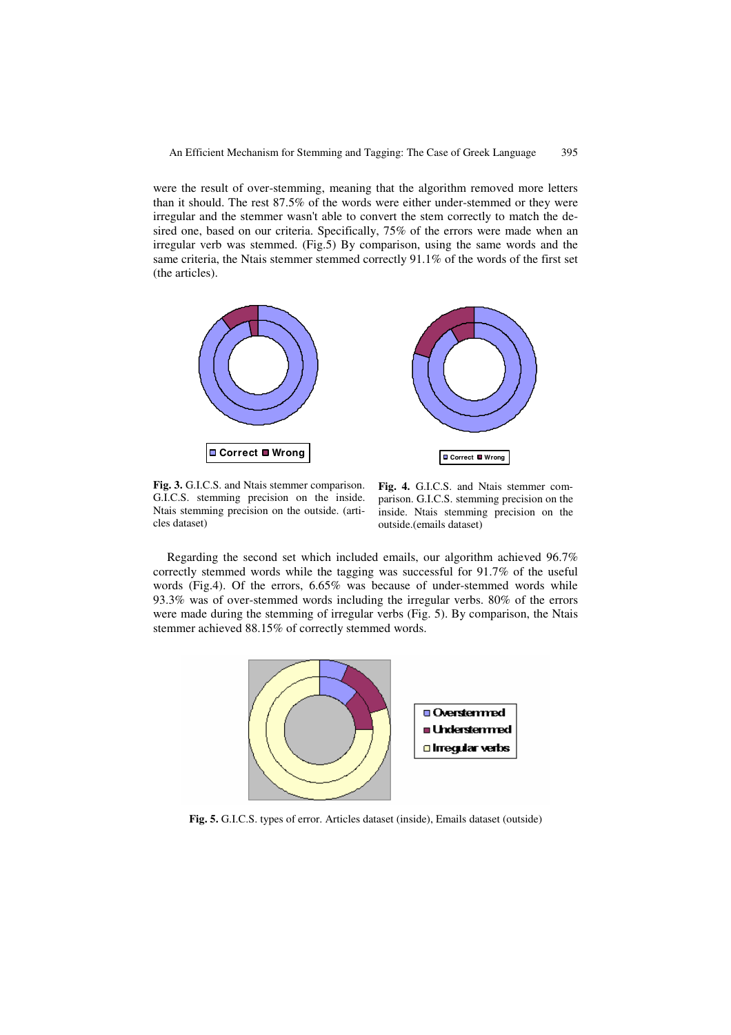were the result of over-stemming, meaning that the algorithm removed more letters than it should. The rest 87.5% of the words were either under-stemmed or they were irregular and the stemmer wasn't able to convert the stem correctly to match the desired one, based on our criteria. Specifically, 75% of the errors were made when an irregular verb was stemmed. (Fig.5) By comparison, using the same words and the same criteria, the Ntais stemmer stemmed correctly 91.1% of the words of the first set (the articles).

**Fig. 3.** G.I.C.S. and Ntais stemmer comparison. G.I.C.S. stemming precision on the inside. Ntais stemming precision on the outside. (articles dataset)

**Fig. 4.** G.I.C.S. and Ntais stemmer comparison. G.I.C.S. stemming precision on the inside. Ntais stemming precision on the outside.(emails dataset)

Regarding the second set which included emails, our algorithm achieved 96.7% correctly stemmed words while the tagging was successful for 91.7% of the useful words (Fig.4). Of the errors, 6.65% was because of under-stemmed words while 93.3% was of over-stemmed words including the irregular verbs. 80% of the errors were made during the stemming of irregular verbs (Fig. 5). By comparison, the Ntais stemmer achieved 88.15% of correctly stemmed words.

**Fig. 5.** G.I.C.S. types of error. Articles dataset (inside), Emails dataset (outside)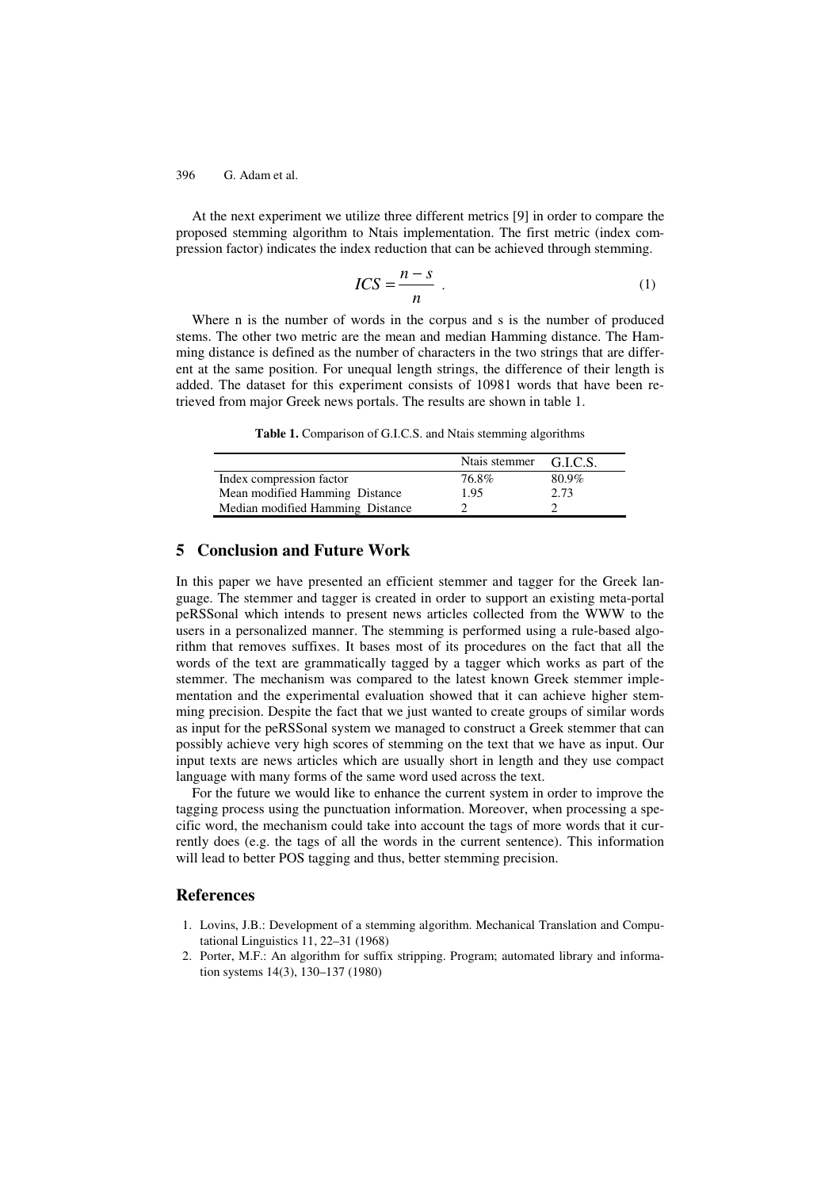At the next experiment we utilize three different metrics [9] in order to compare the proposed stemming algorithm to Ntais implementation. The first metric (index compression factor) indicates the index reduction that can be achieved through stemming.

$$ICS = \frac{n - s}{n} . \tag{1}$$

Where n is the number of words in the corpus and s is the number of produced stems. The other two metric are the mean and median Hamming distance. The Hamming distance is defined as the number of characters in the two strings that are different at the same position. For unequal length strings, the difference of their length is added. The dataset for this experiment consists of 10981 words that have been retrieved from major Greek news portals. The results are shown in table 1.

**Table 1.** Comparison of G.I.C.S. and Ntais stemming algorithms

| | Ntais stemmer | G.I.C.S. |
|---|---|---|
| Index compression factor | 76.8% | 80.9% |
| Mean modified Hamming Distance | 1.95 | 2.73 |
| Median modified Hamming Distance | 2 | 2 |

## 5 Conclusion and Future Work

In this paper we have presented an efficient stemmer and tagger for the Greek language. The stemmer and tagger is created in order to support an existing meta-portal peRSSonal which intends to present news articles collected from the WWW to the users in a personalized manner. The stemming is performed using a rule-based algorithm that removes suffixes. It bases most of its procedures on the fact that all the words of the text are grammatically tagged by a tagger which works as part of the stemmer. The mechanism was compared to the latest known Greek stemmer implementation and the experimental evaluation showed that it can achieve higher stemming precision. Despite the fact that we just wanted to create groups of similar words as input for the peRSSonal system we managed to construct a Greek stemmer that can possibly achieve very high scores of stemming on the text that we have as input. Our input texts are news articles which are usually short in length and they use compact language with many forms of the same word used across the text.

For the future we would like to enhance the current system in order to improve the tagging process using the punctuation information. Moreover, when processing a specific word, the mechanism could take into account the tags of more words that it currently does (e.g. the tags of all the words in the current sentence). This information will lead to better POS tagging and thus, better stemming precision.

## References

1. Lovins, J.B.: Development of a stemming algorithm. Mechanical Translation and Computational Linguistics 11, 22–31 (1968)
2. Porter, M.F.: An algorithm for suffix stripping. Program; automated library and information systems 14(3), 130–137 (1980)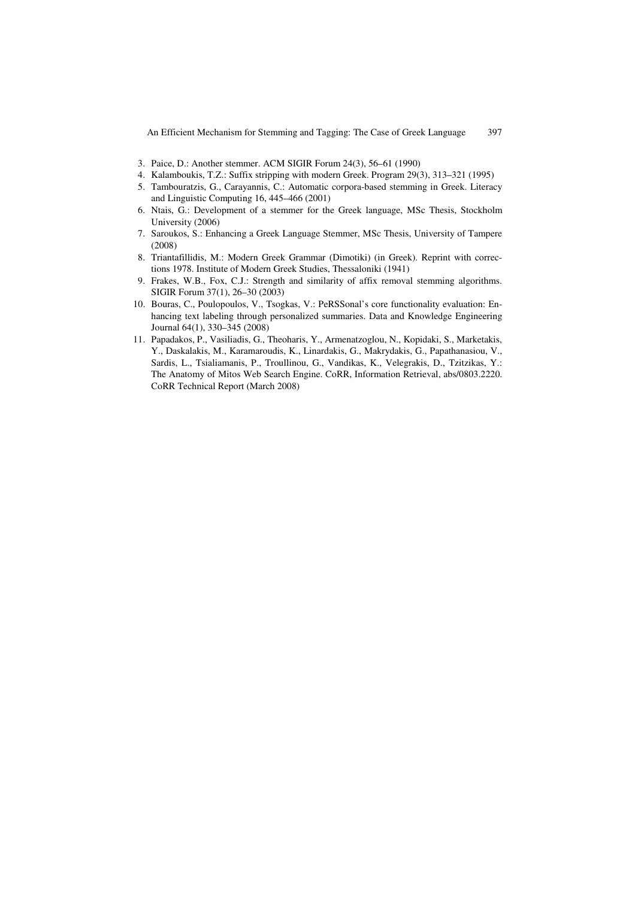3. Paice, D.: Another stemmer. ACM SIGIR Forum 24(3), 56–61 (1990)
4. Kalamboukis, T.Z.: Suffix stripping with modern Greek. Program 29(3), 313–321 (1995)
5. Tambouratzis, G., Carayannis, C.: Automatic corpora-based stemming in Greek. Literacy and Linguistic Computing 16, 445–466 (2001)
6. Ntais, G.: Development of a stemmer for the Greek language, MSc Thesis, Stockholm University (2006)
7. Saroukos, S.: Enhancing a Greek Language Stemmer, MSc Thesis, University of Tampere (2008)
8. Triantafillidis, M.: Modern Greek Grammar (Dimotiki) (in Greek). Reprint with corrections 1978. Institute of Modern Greek Studies, Thessaloniki (1941)
9. Frakes, W.B., Fox, C.J.: Strength and similarity of affix removal stemming algorithms. SIGIR Forum 37(1), 26–30 (2003)
10. Bouras, C., Poulopoulos, V., Tsogkas, V.: PeRSSonal's core functionality evaluation: Enhancing text labeling through personalized summaries. Data and Knowledge Engineering Journal 64(1), 330–345 (2008)
11. Papadakos, P., Vasiliadis, G., Theoharis, Y., Armenatzoglou, N., Kopidaki, S., Marketakis, Y., Daskalakis, M., Karamaroudis, K., Linardakis, G., Makrydakis, G., Papathanasiou, V., Sardis, L., Tsialiamanis, P., Troullinou, G., Vandikas, K., Velegrakis, D., Tzitzikas, Y.: The Anatomy of Mitos Web Search Engine. CoRR, Information Retrieval, abs/0803.2220. CoRR Technical Report (March 2008)